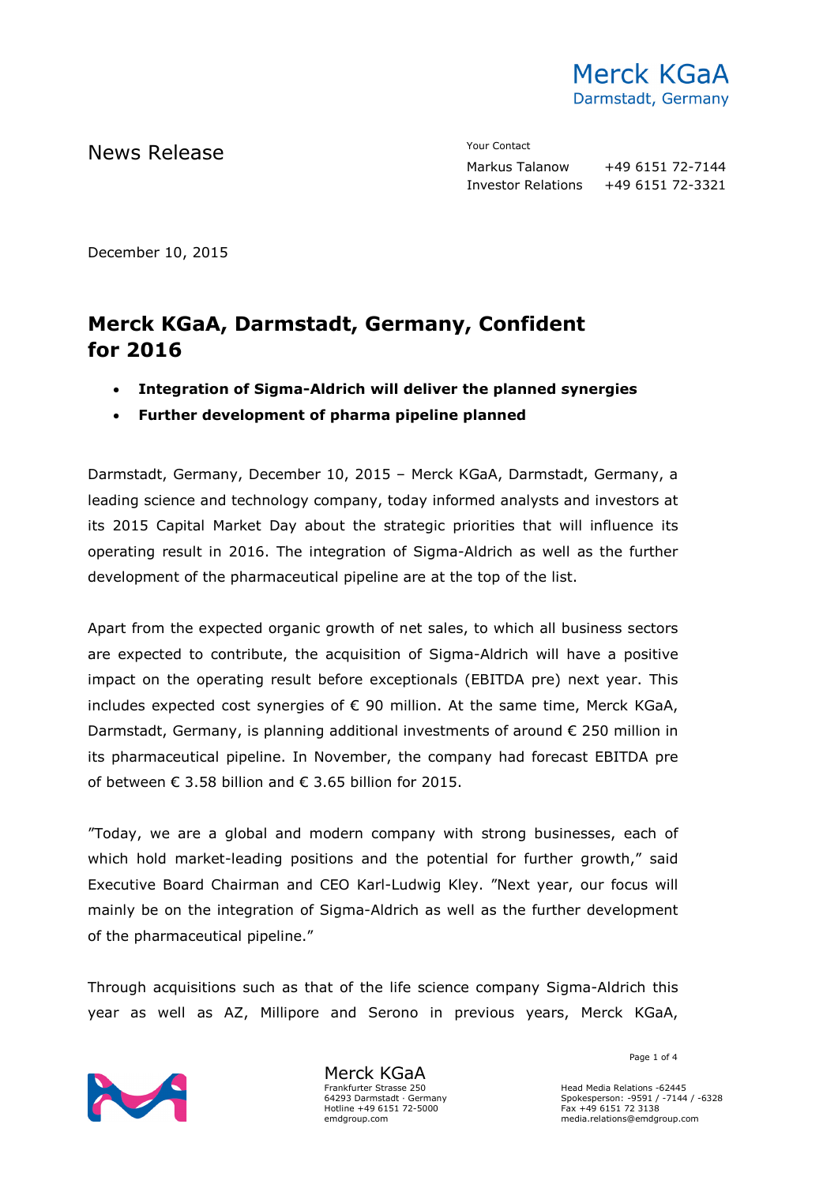Merck KGaA
Darmstadt, Germany

News Release

Your Contact

Markus Talanow +49 6151 72-7144
Investor Relations +49 6151 72-3321

December 10, 2015

# Merck KGaA, Darmstadt, Germany, Confident for 2016

- **Integration of Sigma-Aldrich will deliver the planned synergies**
- **Further development of pharma pipeline planned**

Darmstadt, Germany, December 10, 2015 – Merck KGaA, Darmstadt, Germany, a leading science and technology company, today informed analysts and investors at its 2015 Capital Market Day about the strategic priorities that will influence its operating result in 2016. The integration of Sigma-Aldrich as well as the further development of the pharmaceutical pipeline are at the top of the list.

Apart from the expected organic growth of net sales, to which all business sectors are expected to contribute, the acquisition of Sigma-Aldrich will have a positive impact on the operating result before exceptionals (EBITDA pre) next year. This includes expected cost synergies of € 90 million. At the same time, Merck KGaA, Darmstadt, Germany, is planning additional investments of around € 250 million in its pharmaceutical pipeline. In November, the company had forecast EBITDA pre of between € 3.58 billion and € 3.65 billion for 2015.

"Today, we are a global and modern company with strong businesses, each of which hold market-leading positions and the potential for further growth," said Executive Board Chairman and CEO Karl-Ludwig Kley. "Next year, our focus will mainly be on the integration of Sigma-Aldrich as well as the further development of the pharmaceutical pipeline."

Through acquisitions such as that of the life science company Sigma-Aldrich this year as well as AZ, Millipore and Serono in previous years, Merck KGaA,

Merck KGaA
Frankfurter Strasse 250
64293 Darmstadt · Germany
Hotline +49 6151 72-5000
emdgroup.com

Head Media Relations -62445
Spokesperson: -9591 / -7144 / -6328
Fax +49 6151 72 3138
media.relations@emdgroup.com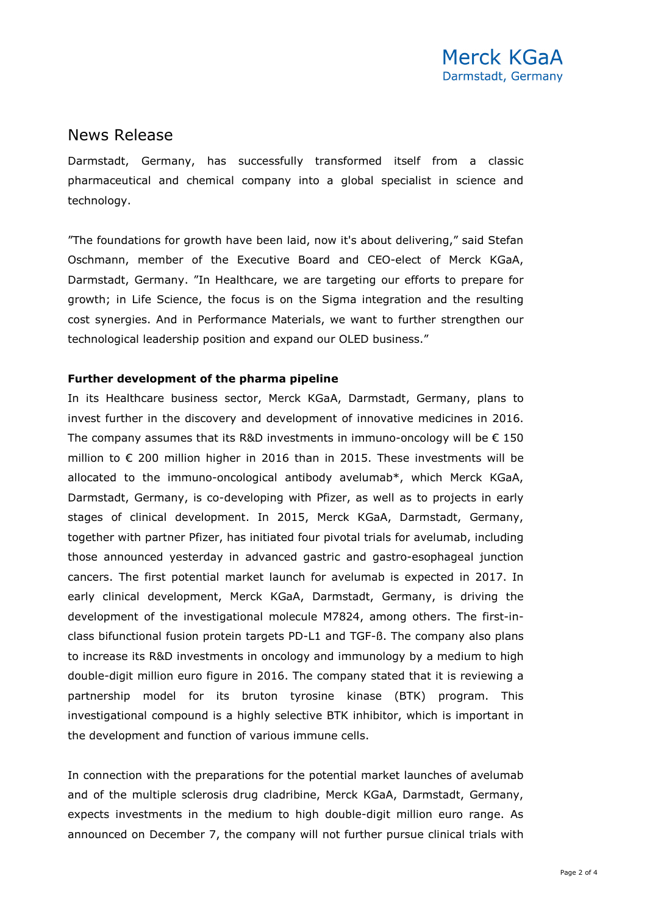# News Release

Darmstadt, Germany, has successfully transformed itself from a classic pharmaceutical and chemical company into a global specialist in science and technology.

"The foundations for growth have been laid, now it's about delivering," said Stefan Oschmann, member of the Executive Board and CEO-elect of Merck KGaA, Darmstadt, Germany. "In Healthcare, we are targeting our efforts to prepare for growth; in Life Science, the focus is on the Sigma integration and the resulting cost synergies. And in Performance Materials, we want to further strengthen our technological leadership position and expand our OLED business."

**Further development of the pharma pipeline**

In its Healthcare business sector, Merck KGaA, Darmstadt, Germany, plans to invest further in the discovery and development of innovative medicines in 2016. The company assumes that its R&D investments in immuno-oncology will be € 150 million to € 200 million higher in 2016 than in 2015. These investments will be allocated to the immuno-oncological antibody avelumab*, which Merck KGaA, Darmstadt, Germany, is co-developing with Pfizer, as well as to projects in early stages of clinical development. In 2015, Merck KGaA, Darmstadt, Germany, together with partner Pfizer, has initiated four pivotal trials for avelumab, including those announced yesterday in advanced gastric and gastro-esophageal junction cancers. The first potential market launch for avelumab is expected in 2017. In early clinical development, Merck KGaA, Darmstadt, Germany, is driving the development of the investigational molecule M7824, among others. The first-in-class bifunctional fusion protein targets PD-L1 and TGF-ß. The company also plans to increase its R&D investments in oncology and immunology by a medium to high double-digit million euro figure in 2016. The company stated that it is reviewing a partnership model for its bruton tyrosine kinase (BTK) program. This investigational compound is a highly selective BTK inhibitor, which is important in the development and function of various immune cells.

In connection with the preparations for the potential market launches of avelumab and of the multiple sclerosis drug cladribine, Merck KGaA, Darmstadt, Germany, expects investments in the medium to high double-digit million euro range. As announced on December 7, the company will not further pursue clinical trials with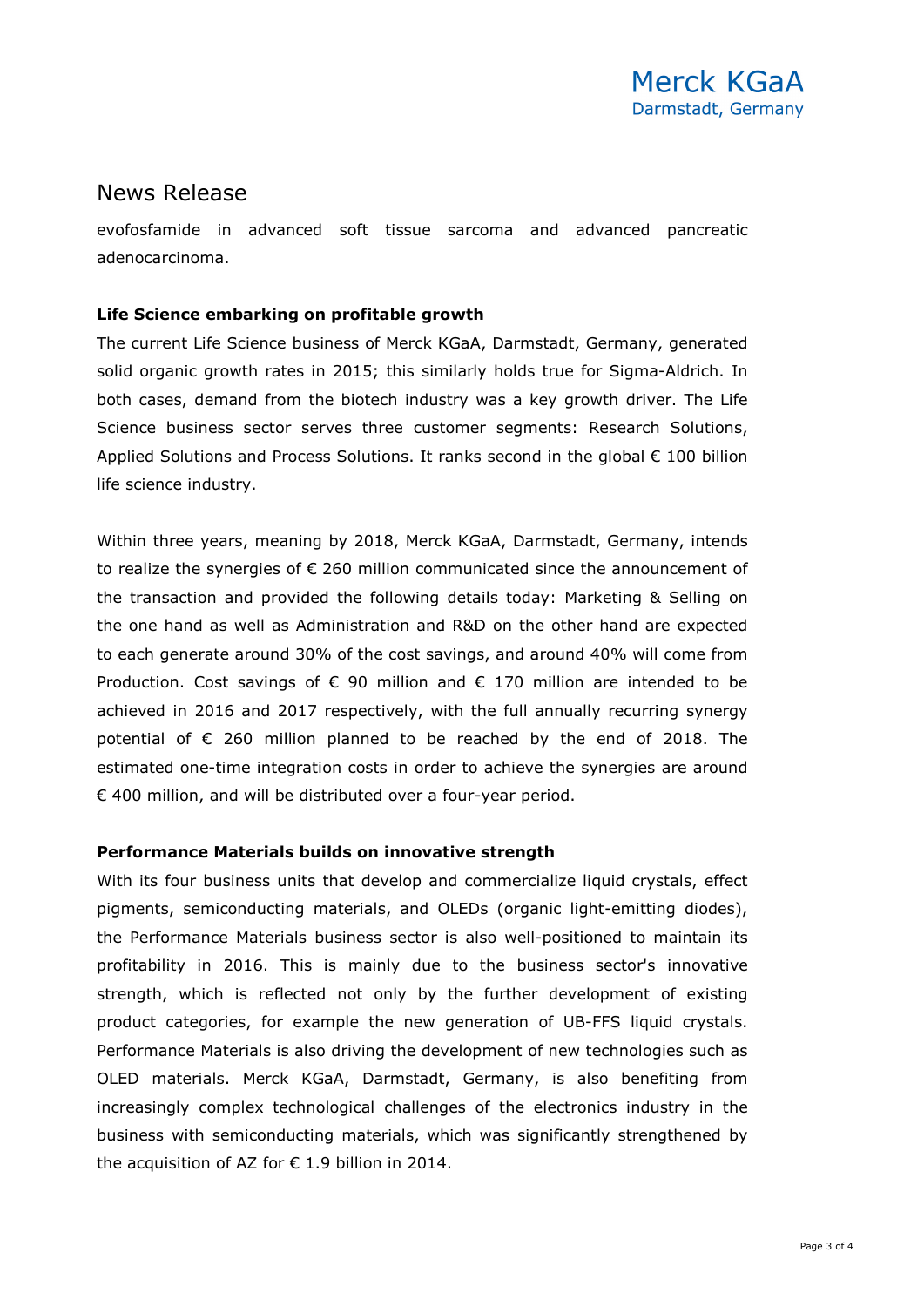## News Release

evofosfamide in advanced soft tissue sarcoma and advanced pancreatic adenocarcinoma.

**Life Science embarking on profitable growth**

The current Life Science business of Merck KGaA, Darmstadt, Germany, generated solid organic growth rates in 2015; this similarly holds true for Sigma-Aldrich. In both cases, demand from the biotech industry was a key growth driver. The Life Science business sector serves three customer segments: Research Solutions, Applied Solutions and Process Solutions. It ranks second in the global € 100 billion life science industry.

Within three years, meaning by 2018, Merck KGaA, Darmstadt, Germany, intends to realize the synergies of € 260 million communicated since the announcement of the transaction and provided the following details today: Marketing & Selling on the one hand as well as Administration and R&D on the other hand are expected to each generate around 30% of the cost savings, and around 40% will come from Production. Cost savings of € 90 million and € 170 million are intended to be achieved in 2016 and 2017 respectively, with the full annually recurring synergy potential of € 260 million planned to be reached by the end of 2018. The estimated one-time integration costs in order to achieve the synergies are around € 400 million, and will be distributed over a four-year period.

**Performance Materials builds on innovative strength**

With its four business units that develop and commercialize liquid crystals, effect pigments, semiconducting materials, and OLEDs (organic light-emitting diodes), the Performance Materials business sector is also well-positioned to maintain its profitability in 2016. This is mainly due to the business sector's innovative strength, which is reflected not only by the further development of existing product categories, for example the new generation of UB-FFS liquid crystals. Performance Materials is also driving the development of new technologies such as OLED materials. Merck KGaA, Darmstadt, Germany, is also benefiting from increasingly complex technological challenges of the electronics industry in the business with semiconducting materials, which was significantly strengthened by the acquisition of AZ for € 1.9 billion in 2014.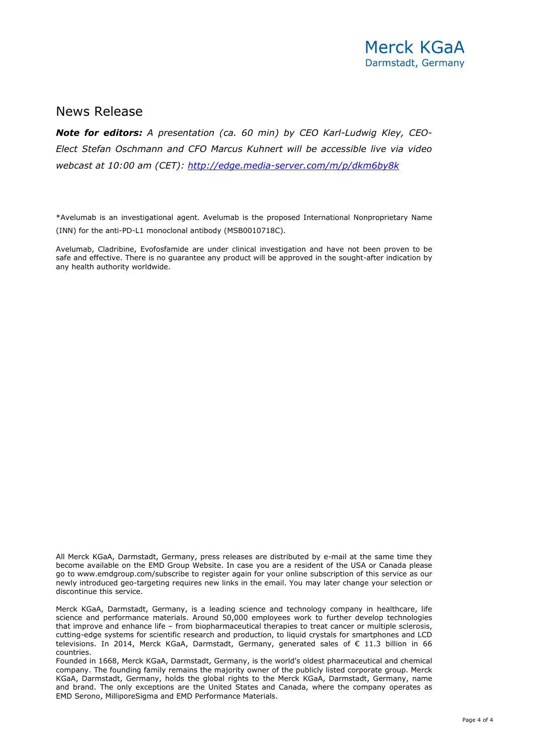Merck KGaA
Darmstadt, Germany

# News Release

***Note for editors:*** *A presentation (ca. 60 min) by CEO Karl-Ludwig Kley, CEO-Elect Stefan Oschmann and CFO Marcus Kuhnert will be accessible live via video webcast at 10:00 am (CET): [http://edge.media-server.com/m/p/dkm6by8k](http://edge.media-server.com/m/p/dkm6by8k)*

*Avelumab is an investigational agent. Avelumab is the proposed International Nonproprietary Name (INN) for the anti-PD-L1 monoclonal antibody (MSB0010718C).

Avelumab, Cladribine, Evofosfamide are under clinical investigation and have not been proven to be safe and effective. There is no guarantee any product will be approved in the sought-after indication by any health authority worldwide.

All Merck KGaA, Darmstadt, Germany, press releases are distributed by e-mail at the same time they become available on the EMD Group Website. In case you are a resident of the USA or Canada please go to www.emdgroup.com/subscribe to register again for your online subscription of this service as our newly introduced geo-targeting requires new links in the email. You may later change your selection or discontinue this service.

Merck KGaA, Darmstadt, Germany, is a leading science and technology company in healthcare, life science and performance materials. Around 50,000 employees work to further develop technologies that improve and enhance life – from biopharmaceutical therapies to treat cancer or multiple sclerosis, cutting-edge systems for scientific research and production, to liquid crystals for smartphones and LCD televisions. In 2014, Merck KGaA, Darmstadt, Germany, generated sales of € 11.3 billion in 66 countries.
Founded in 1668, Merck KGaA, Darmstadt, Germany, is the world's oldest pharmaceutical and chemical company. The founding family remains the majority owner of the publicly listed corporate group. Merck KGaA, Darmstadt, Germany, holds the global rights to the Merck KGaA, Darmstadt, Germany, name and brand. The only exceptions are the United States and Canada, where the company operates as EMD Serono, MilliporeSigma and EMD Performance Materials.